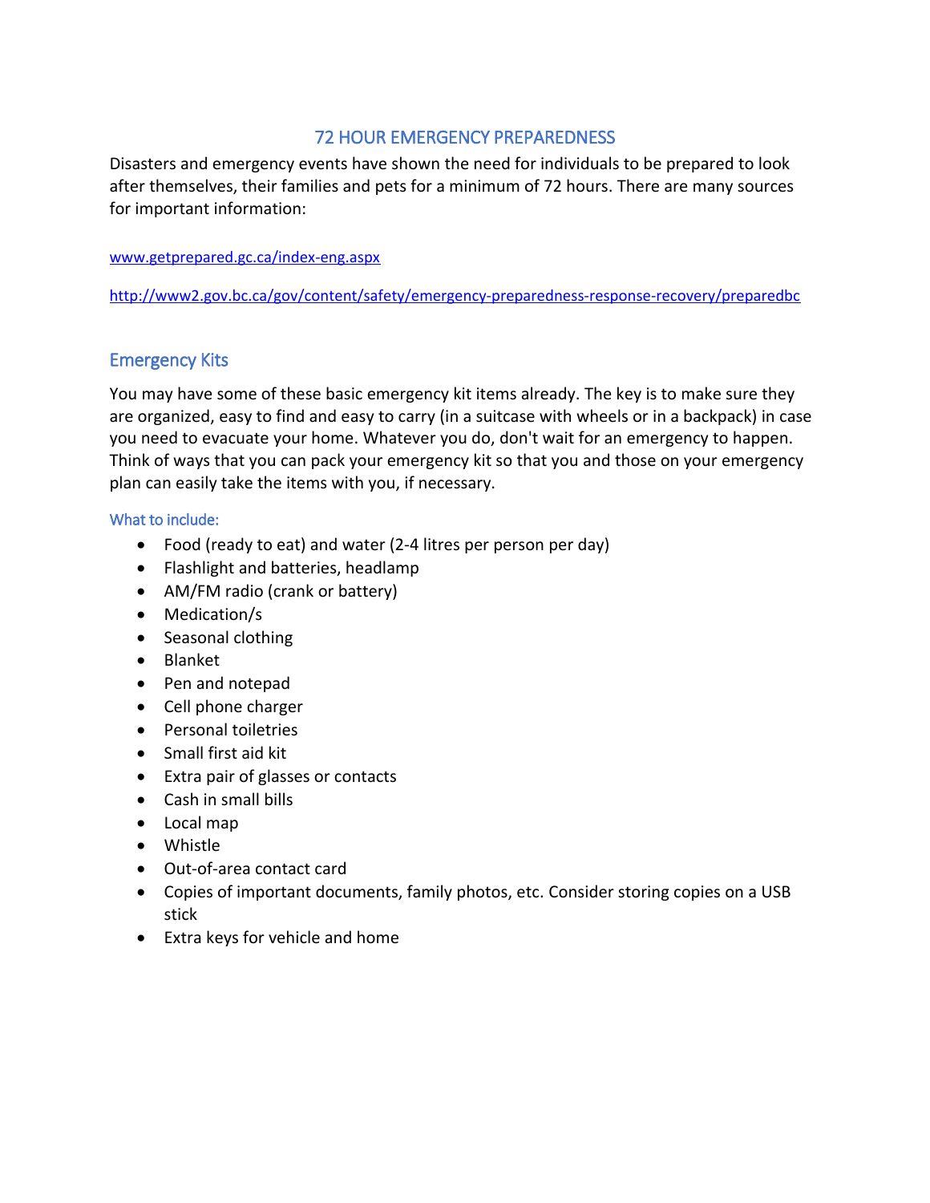# 72 HOUR EMERGENCY PREPAREDNESS

Disasters and emergency events have shown the need for individuals to be prepared to look after themselves, their families and pets for a minimum of 72 hours. There are many sources for important information:

[www.getprepared.gc.ca/index-eng.aspx](www.getprepared.gc.ca/index-eng.aspx)

[http://www2.gov.bc.ca/gov/content/safety/emergency-preparedness-response-recovery/preparedbc](http://www2.gov.bc.ca/gov/content/safety/emergency-preparedness-response-recovery/preparedbc)

## Emergency Kits

You may have some of these basic emergency kit items already. The key is to make sure they are organized, easy to find and easy to carry (in a suitcase with wheels or in a backpack) in case you need to evacuate your home. Whatever you do, don't wait for an emergency to happen. Think of ways that you can pack your emergency kit so that you and those on your emergency plan can easily take the items with you, if necessary.

### What to include:

- Food (ready to eat) and water (2-4 litres per person per day)
- Flashlight and batteries, headlamp
- AM/FM radio (crank or battery)
- Medication/s
- Seasonal clothing
- Blanket
- Pen and notepad
- Cell phone charger
- Personal toiletries
- Small first aid kit
- Extra pair of glasses or contacts
- Cash in small bills
- Local map
- Whistle
- Out-of-area contact card
- Copies of important documents, family photos, etc. Consider storing copies on a USB stick
- Extra keys for vehicle and home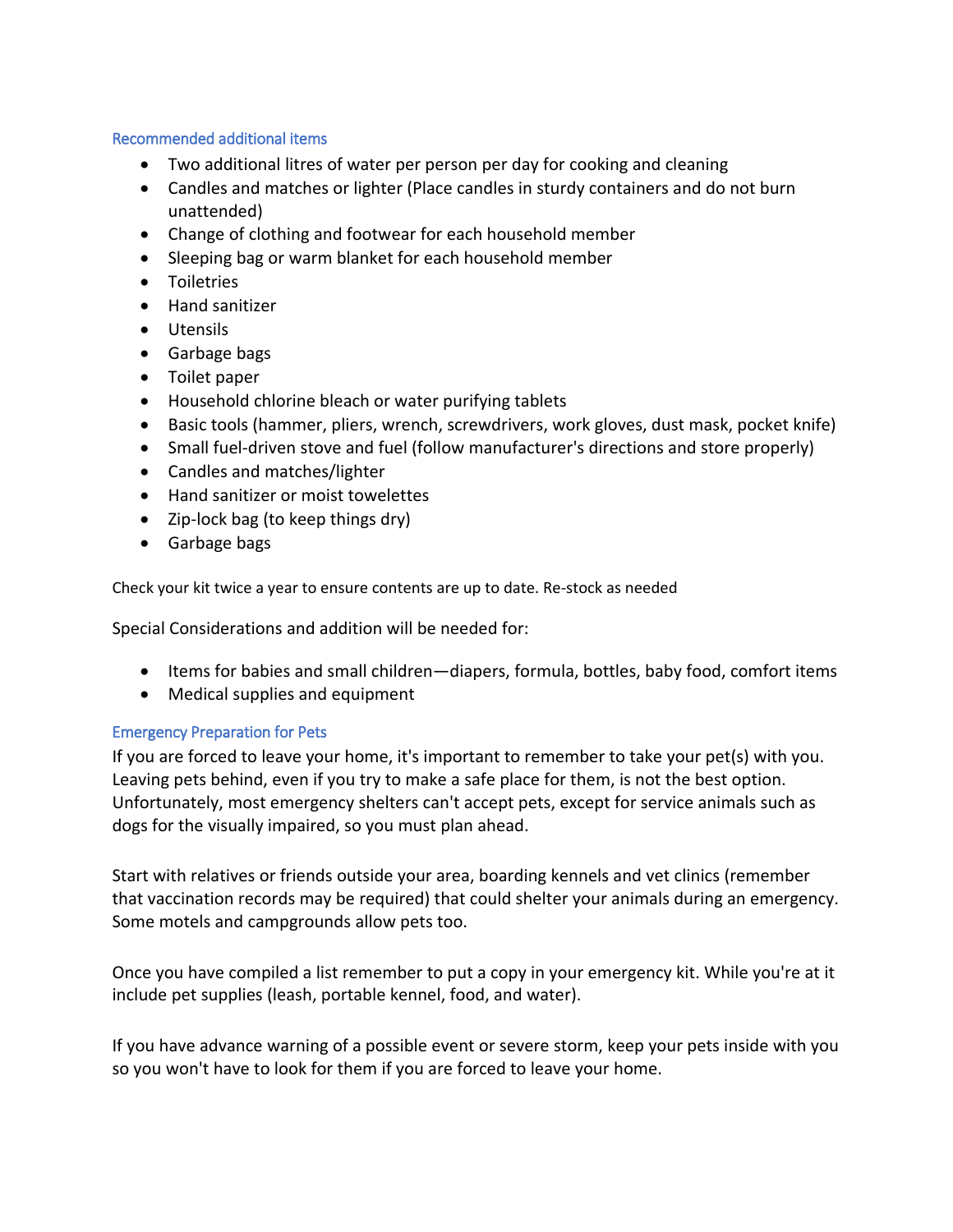### Recommended additional items

- Two additional litres of water per person per day for cooking and cleaning
- Candles and matches or lighter (Place candles in sturdy containers and do not burn unattended)
- Change of clothing and footwear for each household member
- Sleeping bag or warm blanket for each household member
- Toiletries
- Hand sanitizer
- Utensils
- Garbage bags
- Toilet paper
- Household chlorine bleach or water purifying tablets
- Basic tools (hammer, pliers, wrench, screwdrivers, work gloves, dust mask, pocket knife)
- Small fuel-driven stove and fuel (follow manufacturer's directions and store properly)
- Candles and matches/lighter
- Hand sanitizer or moist towelettes
- Zip-lock bag (to keep things dry)
- Garbage bags

Check your kit twice a year to ensure contents are up to date. Re-stock as needed

Special Considerations and addition will be needed for:

- Items for babies and small children—diapers, formula, bottles, baby food, comfort items
- Medical supplies and equipment

### Emergency Preparation for Pets

If you are forced to leave your home, it's important to remember to take your pet(s) with you. Leaving pets behind, even if you try to make a safe place for them, is not the best option. Unfortunately, most emergency shelters can't accept pets, except for service animals such as dogs for the visually impaired, so you must plan ahead.

Start with relatives or friends outside your area, boarding kennels and vet clinics (remember that vaccination records may be required) that could shelter your animals during an emergency. Some motels and campgrounds allow pets too.

Once you have compiled a list remember to put a copy in your emergency kit. While you're at it include pet supplies (leash, portable kennel, food, and water).

If you have advance warning of a possible event or severe storm, keep your pets inside with you so you won't have to look for them if you are forced to leave your home.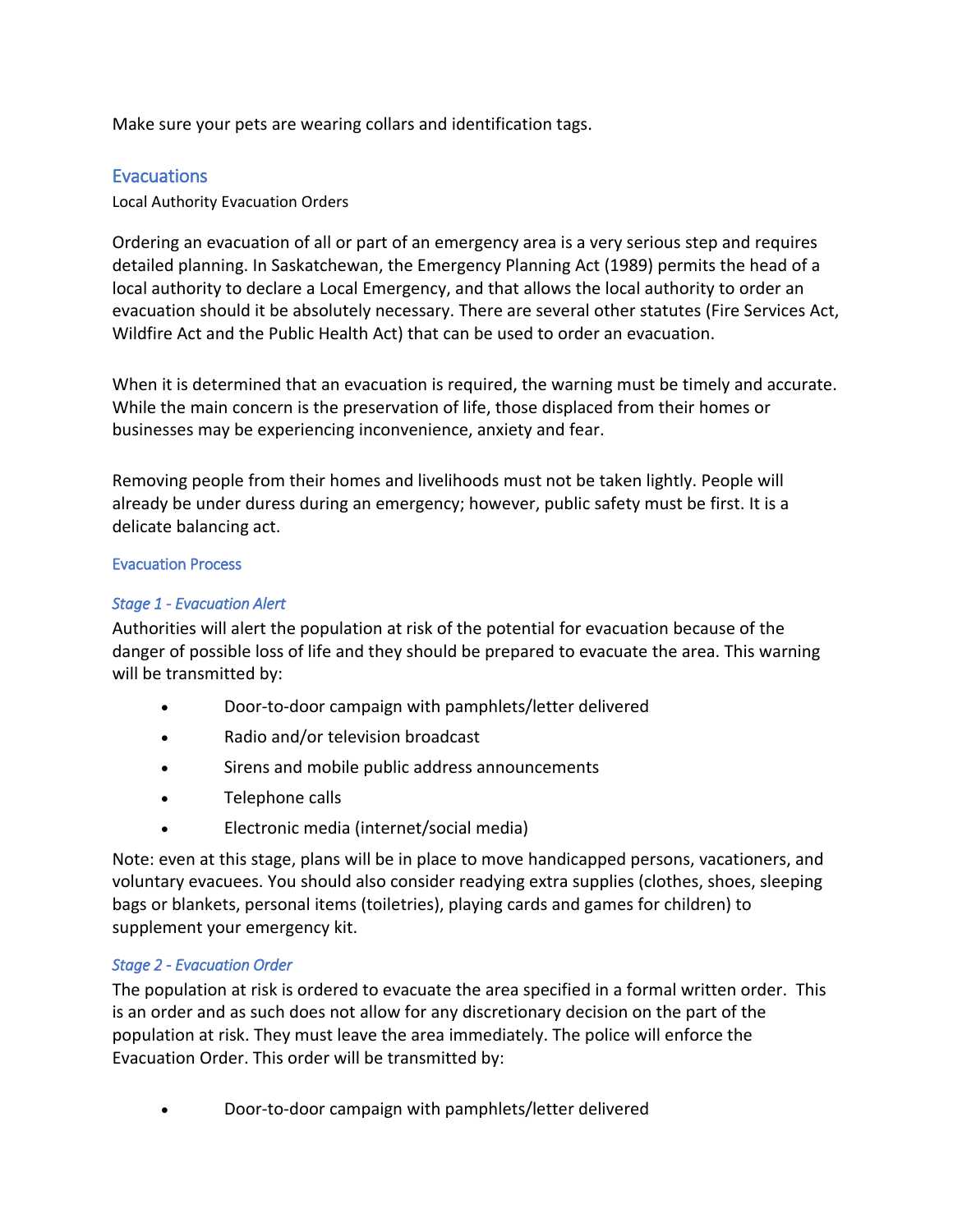Make sure your pets are wearing collars and identification tags.

## Evacuations

Local Authority Evacuation Orders

Ordering an evacuation of all or part of an emergency area is a very serious step and requires detailed planning. In Saskatchewan, the Emergency Planning Act (1989) permits the head of a local authority to declare a Local Emergency, and that allows the local authority to order an evacuation should it be absolutely necessary. There are several other statutes (Fire Services Act, Wildfire Act and the Public Health Act) that can be used to order an evacuation.

When it is determined that an evacuation is required, the warning must be timely and accurate. While the main concern is the preservation of life, those displaced from their homes or businesses may be experiencing inconvenience, anxiety and fear.

Removing people from their homes and livelihoods must not be taken lightly. People will already be under duress during an emergency; however, public safety must be first. It is a delicate balancing act.

### Evacuation Process

#### *Stage 1 - Evacuation Alert*

Authorities will alert the population at risk of the potential for evacuation because of the danger of possible loss of life and they should be prepared to evacuate the area. This warning will be transmitted by:

- Door-to-door campaign with pamphlets/letter delivered
- Radio and/or television broadcast
- Sirens and mobile public address announcements
- Telephone calls
- Electronic media (internet/social media)

Note: even at this stage, plans will be in place to move handicapped persons, vacationers, and voluntary evacuees. You should also consider readying extra supplies (clothes, shoes, sleeping bags or blankets, personal items (toiletries), playing cards and games for children) to supplement your emergency kit.

#### *Stage 2 - Evacuation Order*

The population at risk is ordered to evacuate the area specified in a formal written order. This is an order and as such does not allow for any discretionary decision on the part of the population at risk. They must leave the area immediately. The police will enforce the Evacuation Order. This order will be transmitted by:

- Door-to-door campaign with pamphlets/letter delivered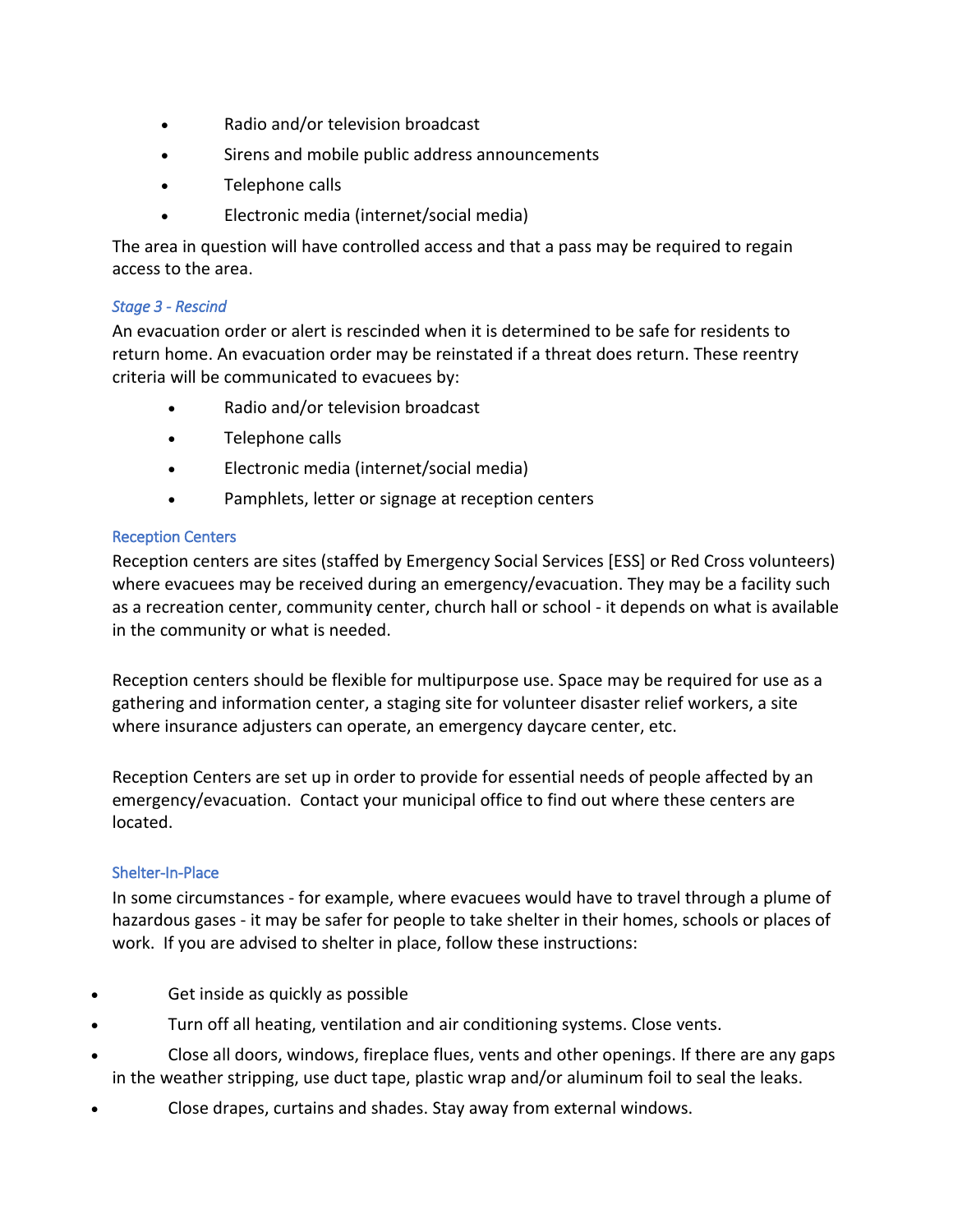- Radio and/or television broadcast
- Sirens and mobile public address announcements
- Telephone calls
- Electronic media (internet/social media)

The area in question will have controlled access and that a pass may be required to regain access to the area.

#### *Stage 3 - Rescind*

An evacuation order or alert is rescinded when it is determined to be safe for residents to return home. An evacuation order may be reinstated if a threat does return. These reentry criteria will be communicated to evacuees by:

- Radio and/or television broadcast
- Telephone calls
- Electronic media (internet/social media)
- Pamphlets, letter or signage at reception centers

### Reception Centers

Reception centers are sites (staffed by Emergency Social Services [ESS] or Red Cross volunteers) where evacuees may be received during an emergency/evacuation. They may be a facility such as a recreation center, community center, church hall or school - it depends on what is available in the community or what is needed.

Reception centers should be flexible for multipurpose use. Space may be required for use as a gathering and information center, a staging site for volunteer disaster relief workers, a site where insurance adjusters can operate, an emergency daycare center, etc.

Reception Centers are set up in order to provide for essential needs of people affected by an emergency/evacuation. Contact your municipal office to find out where these centers are located.

### Shelter-In-Place

In some circumstances - for example, where evacuees would have to travel through a plume of hazardous gases - it may be safer for people to take shelter in their homes, schools or places of work. If you are advised to shelter in place, follow these instructions:

- Get inside as quickly as possible
- Turn off all heating, ventilation and air conditioning systems. Close vents.
- Close all doors, windows, fireplace flues, vents and other openings. If there are any gaps in the weather stripping, use duct tape, plastic wrap and/or aluminum foil to seal the leaks.
- Close drapes, curtains and shades. Stay away from external windows.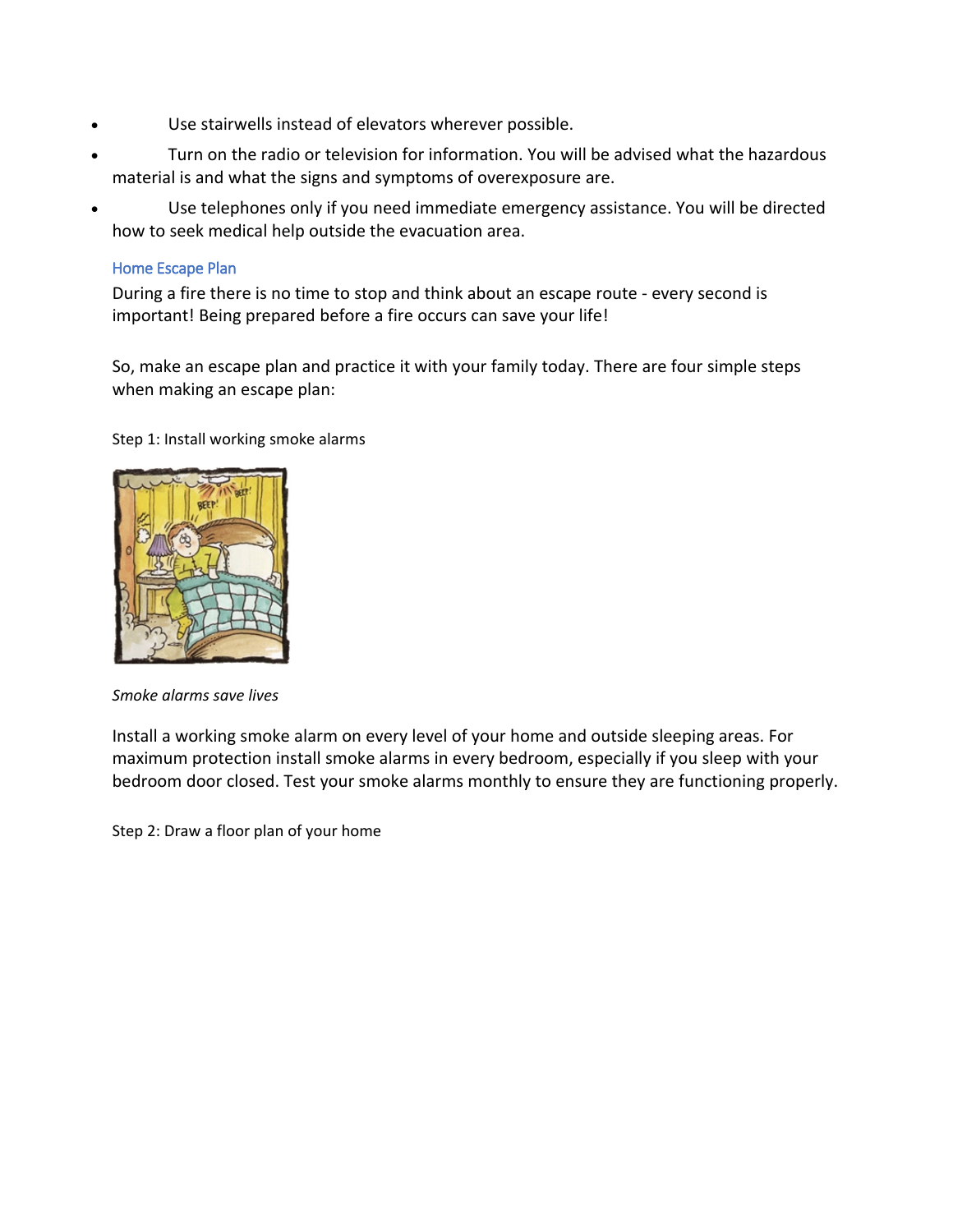- Use stairwells instead of elevators wherever possible.
- Turn on the radio or television for information. You will be advised what the hazardous material is and what the signs and symptoms of overexposure are.
- Use telephones only if you need immediate emergency assistance. You will be directed how to seek medical help outside the evacuation area.

## Home Escape Plan

During a fire there is no time to stop and think about an escape route - every second is important! Being prepared before a fire occurs can save your life!

So, make an escape plan and practice it with your family today. There are four simple steps when making an escape plan:

Step 1: Install working smoke alarms

*Smoke alarms save lives*

Install a working smoke alarm on every level of your home and outside sleeping areas. For maximum protection install smoke alarms in every bedroom, especially if you sleep with your bedroom door closed. Test your smoke alarms monthly to ensure they are functioning properly.

Step 2: Draw a floor plan of your home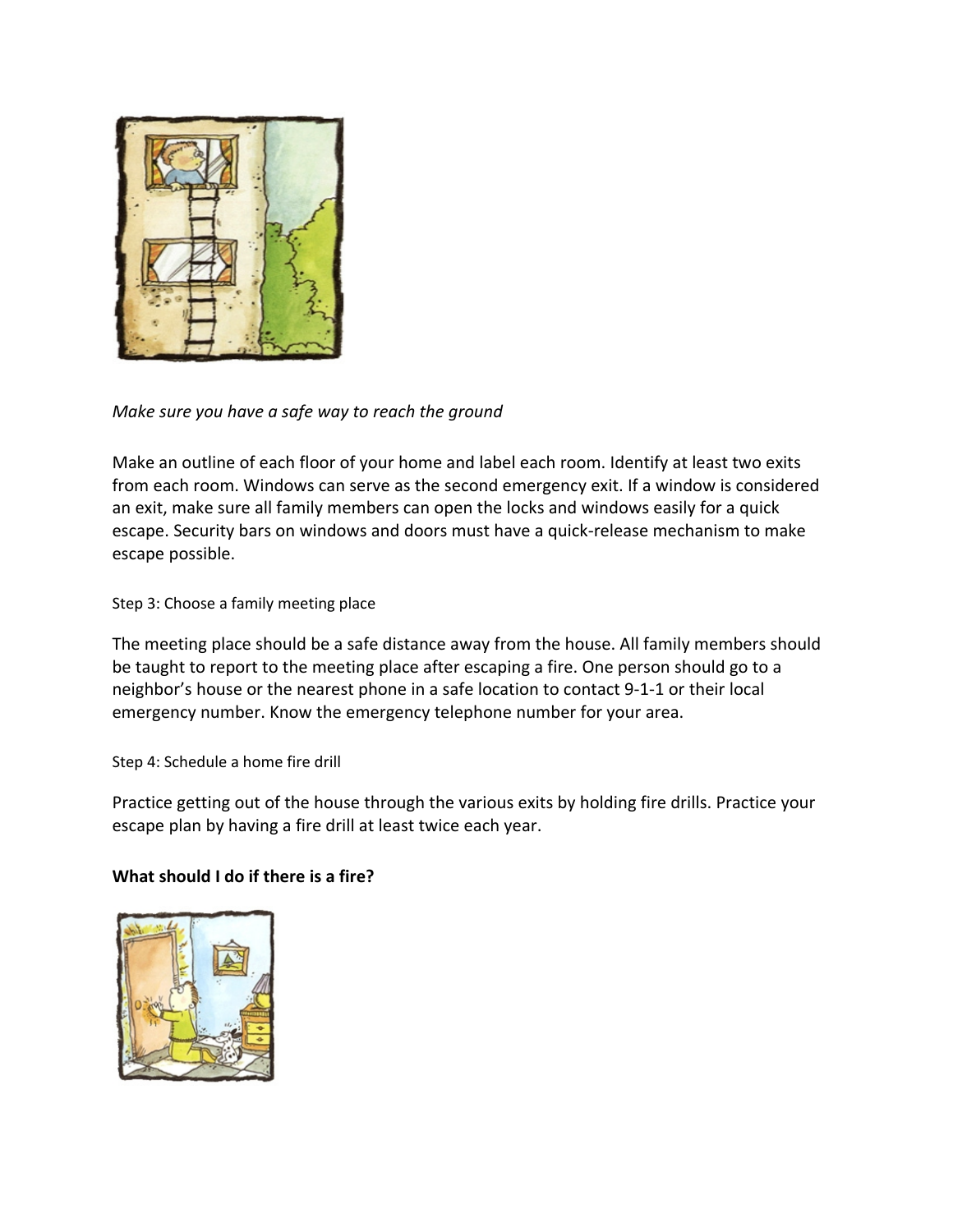*Make sure you have a safe way to reach the ground*

Make an outline of each floor of your home and label each room. Identify at least two exits from each room. Windows can serve as the second emergency exit. If a window is considered an exit, make sure all family members can open the locks and windows easily for a quick escape. Security bars on windows and doors must have a quick-release mechanism to make escape possible.

Step 3: Choose a family meeting place

The meeting place should be a safe distance away from the house. All family members should be taught to report to the meeting place after escaping a fire. One person should go to a neighbor's house or the nearest phone in a safe location to contact 9-1-1 or their local emergency number. Know the emergency telephone number for your area.

Step 4: Schedule a home fire drill

Practice getting out of the house through the various exits by holding fire drills. Practice your escape plan by having a fire drill at least twice each year.

**What should I do if there is a fire?**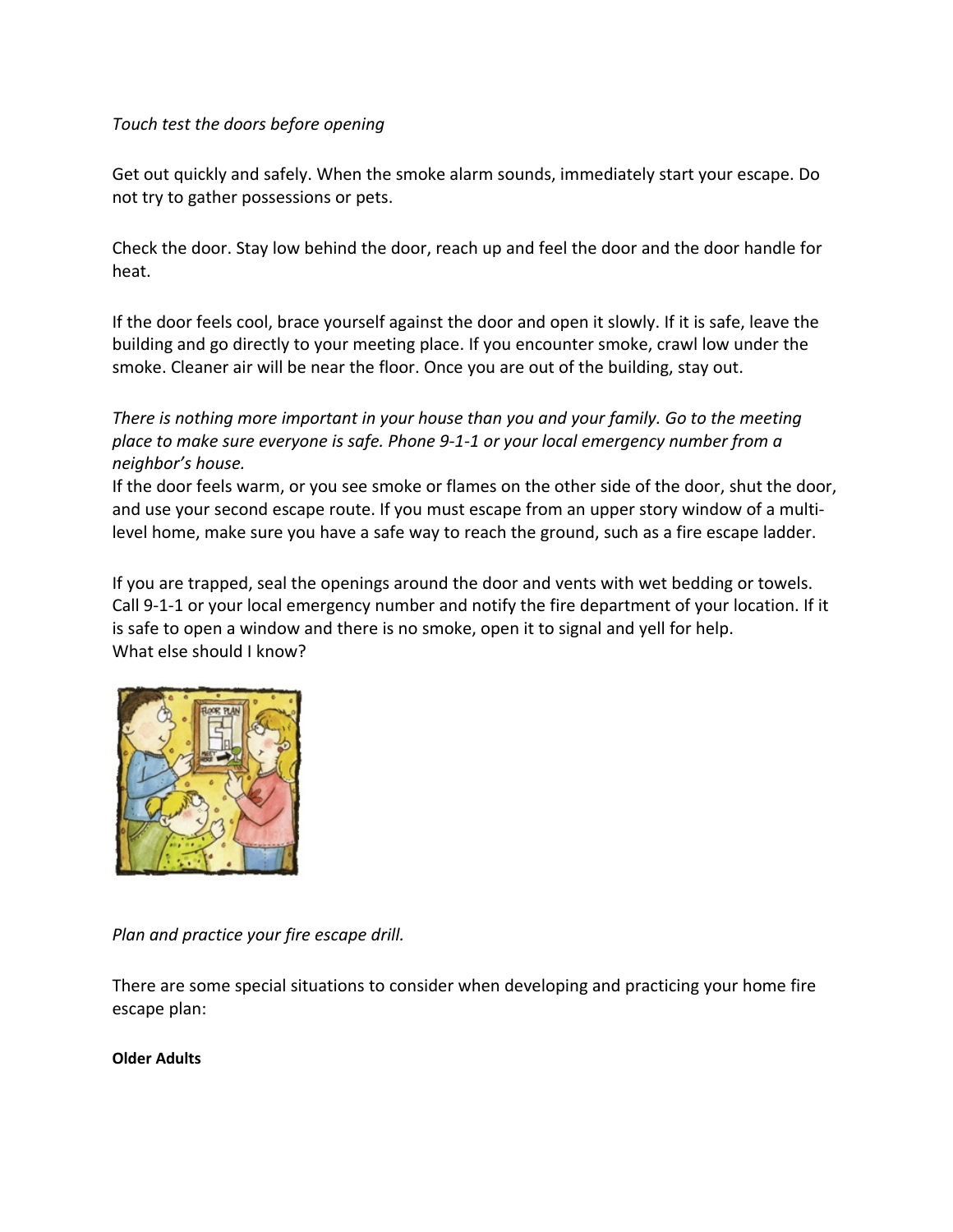*Touch test the doors before opening*

Get out quickly and safely. When the smoke alarm sounds, immediately start your escape. Do not try to gather possessions or pets.

Check the door. Stay low behind the door, reach up and feel the door and the door handle for heat.

If the door feels cool, brace yourself against the door and open it slowly. If it is safe, leave the building and go directly to your meeting place. If you encounter smoke, crawl low under the smoke. Cleaner air will be near the floor. Once you are out of the building, stay out.

*There is nothing more important in your house than you and your family. Go to the meeting place to make sure everyone is safe. Phone 9-1-1 or your local emergency number from a neighbor's house.*

If the door feels warm, or you see smoke or flames on the other side of the door, shut the door, and use your second escape route. If you must escape from an upper story window of a multi-level home, make sure you have a safe way to reach the ground, such as a fire escape ladder.

If you are trapped, seal the openings around the door and vents with wet bedding or towels. Call 9-1-1 or your local emergency number and notify the fire department of your location. If it is safe to open a window and there is no smoke, open it to signal and yell for help.

What else should I know?

*Plan and practice your fire escape drill.*

There are some special situations to consider when developing and practicing your home fire escape plan:

**Older Adults**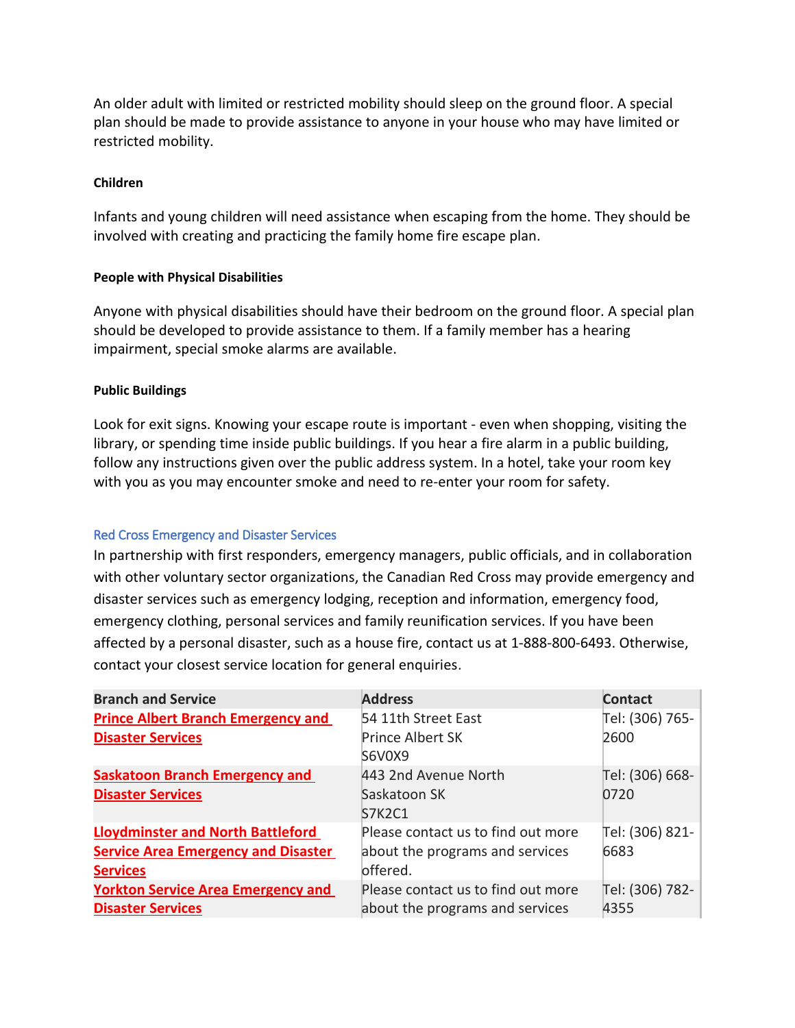An older adult with limited or restricted mobility should sleep on the ground floor. A special plan should be made to provide assistance to anyone in your house who may have limited or restricted mobility.

**Children**

Infants and young children will need assistance when escaping from the home. They should be involved with creating and practicing the family home fire escape plan.

**People with Physical Disabilities**

Anyone with physical disabilities should have their bedroom on the ground floor. A special plan should be developed to provide assistance to them. If a family member has a hearing impairment, special smoke alarms are available.

**Public Buildings**

Look for exit signs. Knowing your escape route is important - even when shopping, visiting the library, or spending time inside public buildings. If you hear a fire alarm in a public building, follow any instructions given over the public address system. In a hotel, take your room key with you as you may encounter smoke and need to re-enter your room for safety.

### Red Cross Emergency and Disaster Services

In partnership with first responders, emergency managers, public officials, and in collaboration with other voluntary sector organizations, the Canadian Red Cross may provide emergency and disaster services such as emergency lodging, reception and information, emergency food, emergency clothing, personal services and family reunification services. If you have been affected by a personal disaster, such as a house fire, contact us at 1-888-800-6493. Otherwise, contact your closest service location for general enquiries.

| Branch and Service | Address | Contact |
|---|---|---|
| **Prince Albert Branch Emergency and Disaster Services** | 54 11th Street East Prince Albert SK S6V0X9 | Tel: (306) 765-2600 |
| **Saskatoon Branch Emergency and Disaster Services** | 443 2nd Avenue North Saskatoon SK S7K2C1 | Tel: (306) 668-0720 |
| **Lloydminster and North Battleford Service Area Emergency and Disaster Services** | Please contact us to find out more about the programs and services offered. | Tel: (306) 821-6683 |
| **Yorkton Service Area Emergency and Disaster Services** | Please contact us to find out more about the programs and services | Tel: (306) 782-4355 |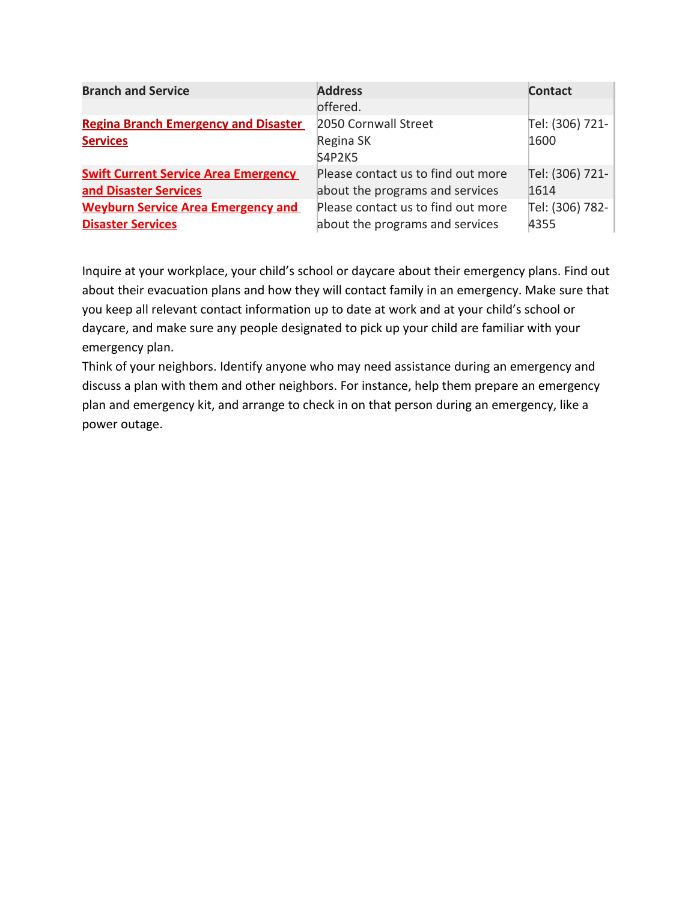| Branch and Service | Address | Contact |
|---|---|---|
| | offered. | |
| **Regina Branch Emergency and Disaster Services** | 2050 Cornwall Street Regina SK S4P2K5 | Tel: (306) 721-1600 |
| **Swift Current Service Area Emergency and Disaster Services** | Please contact us to find out more about the programs and services | Tel: (306) 721-1614 |
| **Weyburn Service Area Emergency and Disaster Services** | Please contact us to find out more about the programs and services | Tel: (306) 782-4355 |

Inquire at your workplace, your child's school or daycare about their emergency plans. Find out about their evacuation plans and how they will contact family in an emergency. Make sure that you keep all relevant contact information up to date at work and at your child's school or daycare, and make sure any people designated to pick up your child are familiar with your emergency plan.

Think of your neighbors. Identify anyone who may need assistance during an emergency and discuss a plan with them and other neighbors. For instance, help them prepare an emergency plan and emergency kit, and arrange to check in on that person during an emergency, like a power outage.